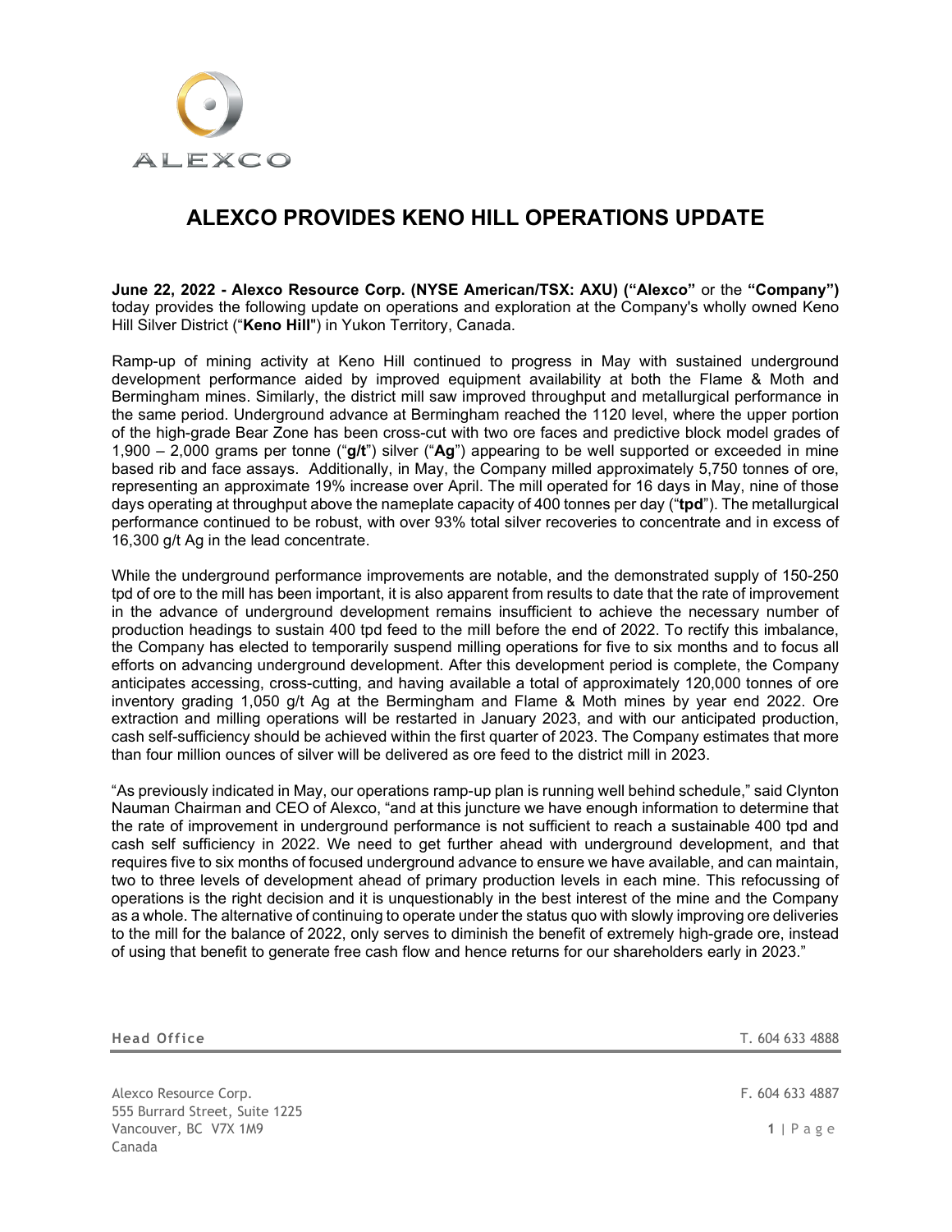# ALEXCO PROVIDES KENO HILL OPERATIONS UPDATE

**June 22, 2022 - Alexco Resource Corp. (NYSE American/TSX: AXU) ("Alexco"** or the **"Company")** today provides the following update on operations and exploration at the Company's wholly owned Keno Hill Silver District ("**Keno Hill**") in Yukon Territory, Canada.

Ramp-up of mining activity at Keno Hill continued to progress in May with sustained underground development performance aided by improved equipment availability at both the Flame & Moth and Bermingham mines. Similarly, the district mill saw improved throughput and metallurgical performance in the same period. Underground advance at Bermingham reached the 1120 level, where the upper portion of the high-grade Bear Zone has been cross-cut with two ore faces and predictive block model grades of 1,900 – 2,000 grams per tonne ("**g/t**") silver ("**Ag**") appearing to be well supported or exceeded in mine based rib and face assays. Additionally, in May, the Company milled approximately 5,750 tonnes of ore, representing an approximate 19% increase over April. The mill operated for 16 days in May, nine of those days operating at throughput above the nameplate capacity of 400 tonnes per day ("**tpd**"). The metallurgical performance continued to be robust, with over 93% total silver recoveries to concentrate and in excess of 16,300 g/t Ag in the lead concentrate.

While the underground performance improvements are notable, and the demonstrated supply of 150-250 tpd of ore to the mill has been important, it is also apparent from results to date that the rate of improvement in the advance of underground development remains insufficient to achieve the necessary number of production headings to sustain 400 tpd feed to the mill before the end of 2022. To rectify this imbalance, the Company has elected to temporarily suspend milling operations for five to six months and to focus all efforts on advancing underground development. After this development period is complete, the Company anticipates accessing, cross-cutting, and having available a total of approximately 120,000 tonnes of ore inventory grading 1,050 g/t Ag at the Bermingham and Flame & Moth mines by year end 2022. Ore extraction and milling operations will be restarted in January 2023, and with our anticipated production, cash self-sufficiency should be achieved within the first quarter of 2023. The Company estimates that more than four million ounces of silver will be delivered as ore feed to the district mill in 2023.

"As previously indicated in May, our operations ramp-up plan is running well behind schedule," said Clynton Nauman Chairman and CEO of Alexco, "and at this juncture we have enough information to determine that the rate of improvement in underground performance is not sufficient to reach a sustainable 400 tpd and cash self sufficiency in 2022. We need to get further ahead with underground development, and that requires five to six months of focused underground advance to ensure we have available, and can maintain, two to three levels of development ahead of primary production levels in each mine. This refocussing of operations is the right decision and it is unquestionably in the best interest of the mine and the Company as a whole. The alternative of continuing to operate under the status quo with slowly improving ore deliveries to the mill for the balance of 2022, only serves to diminish the benefit of extremely high-grade ore, instead of using that benefit to generate free cash flow and hence returns for our shareholders early in 2023."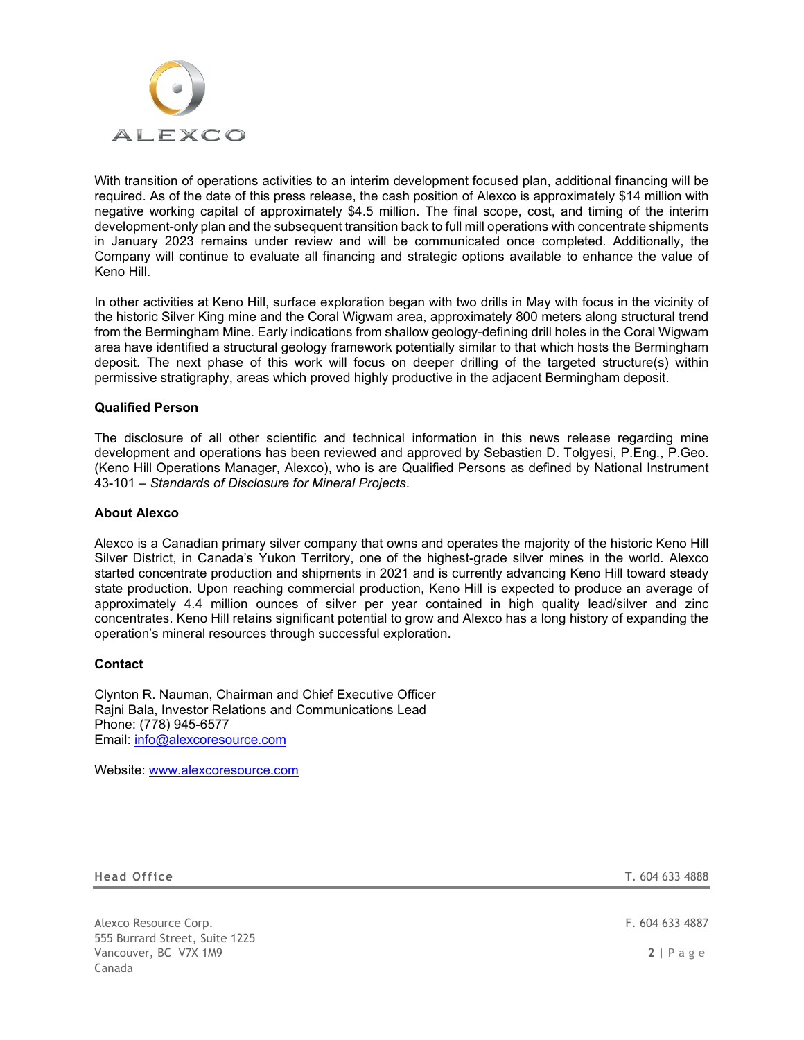With transition of operations activities to an interim development focused plan, additional financing will be required. As of the date of this press release, the cash position of Alexco is approximately $14 million with negative working capital of approximately $4.5 million. The final scope, cost, and timing of the interim development-only plan and the subsequent transition back to full mill operations with concentrate shipments in January 2023 remains under review and will be communicated once completed. Additionally, the Company will continue to evaluate all financing and strategic options available to enhance the value of Keno Hill.

In other activities at Keno Hill, surface exploration began with two drills in May with focus in the vicinity of the historic Silver King mine and the Coral Wigwam area, approximately 800 meters along structural trend from the Bermingham Mine. Early indications from shallow geology-defining drill holes in the Coral Wigwam area have identified a structural geology framework potentially similar to that which hosts the Bermingham deposit. The next phase of this work will focus on deeper drilling of the targeted structure(s) within permissive stratigraphy, areas which proved highly productive in the adjacent Bermingham deposit.

**Qualified Person**

The disclosure of all other scientific and technical information in this news release regarding mine development and operations has been reviewed and approved by Sebastien D. Tolgyesi, P.Eng., P.Geo. (Keno Hill Operations Manager, Alexco), who is are Qualified Persons as defined by National Instrument 43-101 – *Standards of Disclosure for Mineral Projects*.

**About Alexco**

Alexco is a Canadian primary silver company that owns and operates the majority of the historic Keno Hill Silver District, in Canada's Yukon Territory, one of the highest-grade silver mines in the world. Alexco started concentrate production and shipments in 2021 and is currently advancing Keno Hill toward steady state production. Upon reaching commercial production, Keno Hill is expected to produce an average of approximately 4.4 million ounces of silver per year contained in high quality lead/silver and zinc concentrates. Keno Hill retains significant potential to grow and Alexco has a long history of expanding the operation's mineral resources through successful exploration.

**Contact**

Clynton R. Nauman, Chairman and Chief Executive Officer
Rajni Bala, Investor Relations and Communications Lead
Phone: (778) 945-6577
Email: info@alexcoresource.com

Website: www.alexcoresource.com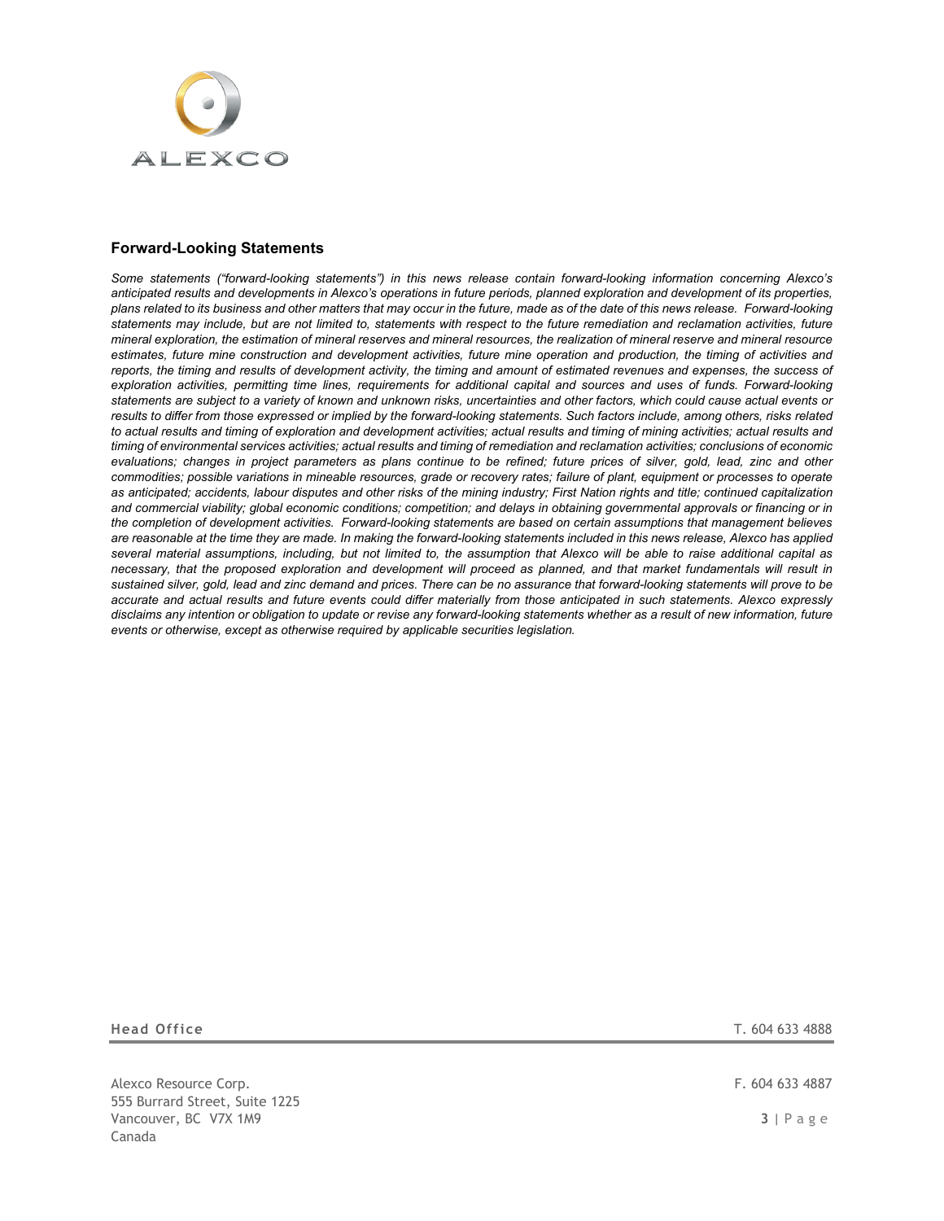## Forward-Looking Statements

*Some statements ("forward-looking statements") in this news release contain forward-looking information concerning Alexco's anticipated results and developments in Alexco's operations in future periods, planned exploration and development of its properties, plans related to its business and other matters that may occur in the future, made as of the date of this news release. Forward-looking statements may include, but are not limited to, statements with respect to the future remediation and reclamation activities, future mineral exploration, the estimation of mineral reserves and mineral resources, the realization of mineral reserve and mineral resource estimates, future mine construction and development activities, future mine operation and production, the timing of activities and reports, the timing and results of development activity, the timing and amount of estimated revenues and expenses, the success of exploration activities, permitting time lines, requirements for additional capital and sources and uses of funds. Forward-looking statements are subject to a variety of known and unknown risks, uncertainties and other factors, which could cause actual events or results to differ from those expressed or implied by the forward-looking statements. Such factors include, among others, risks related to actual results and timing of exploration and development activities; actual results and timing of mining activities; actual results and timing of environmental services activities; actual results and timing of remediation and reclamation activities; conclusions of economic evaluations; changes in project parameters as plans continue to be refined; future prices of silver, gold, lead, zinc and other commodities; possible variations in mineable resources, grade or recovery rates; failure of plant, equipment or processes to operate as anticipated; accidents, labour disputes and other risks of the mining industry; First Nation rights and title; continued capitalization and commercial viability; global economic conditions; competition; and delays in obtaining governmental approvals or financing or in the completion of development activities. Forward-looking statements are based on certain assumptions that management believes are reasonable at the time they are made. In making the forward-looking statements included in this news release, Alexco has applied several material assumptions, including, but not limited to, the assumption that Alexco will be able to raise additional capital as necessary, that the proposed exploration and development will proceed as planned, and that market fundamentals will result in sustained silver, gold, lead and zinc demand and prices. There can be no assurance that forward-looking statements will prove to be accurate and actual results and future events could differ materially from those anticipated in such statements. Alexco expressly disclaims any intention or obligation to update or revise any forward-looking statements whether as a result of new information, future events or otherwise, except as otherwise required by applicable securities legislation.*